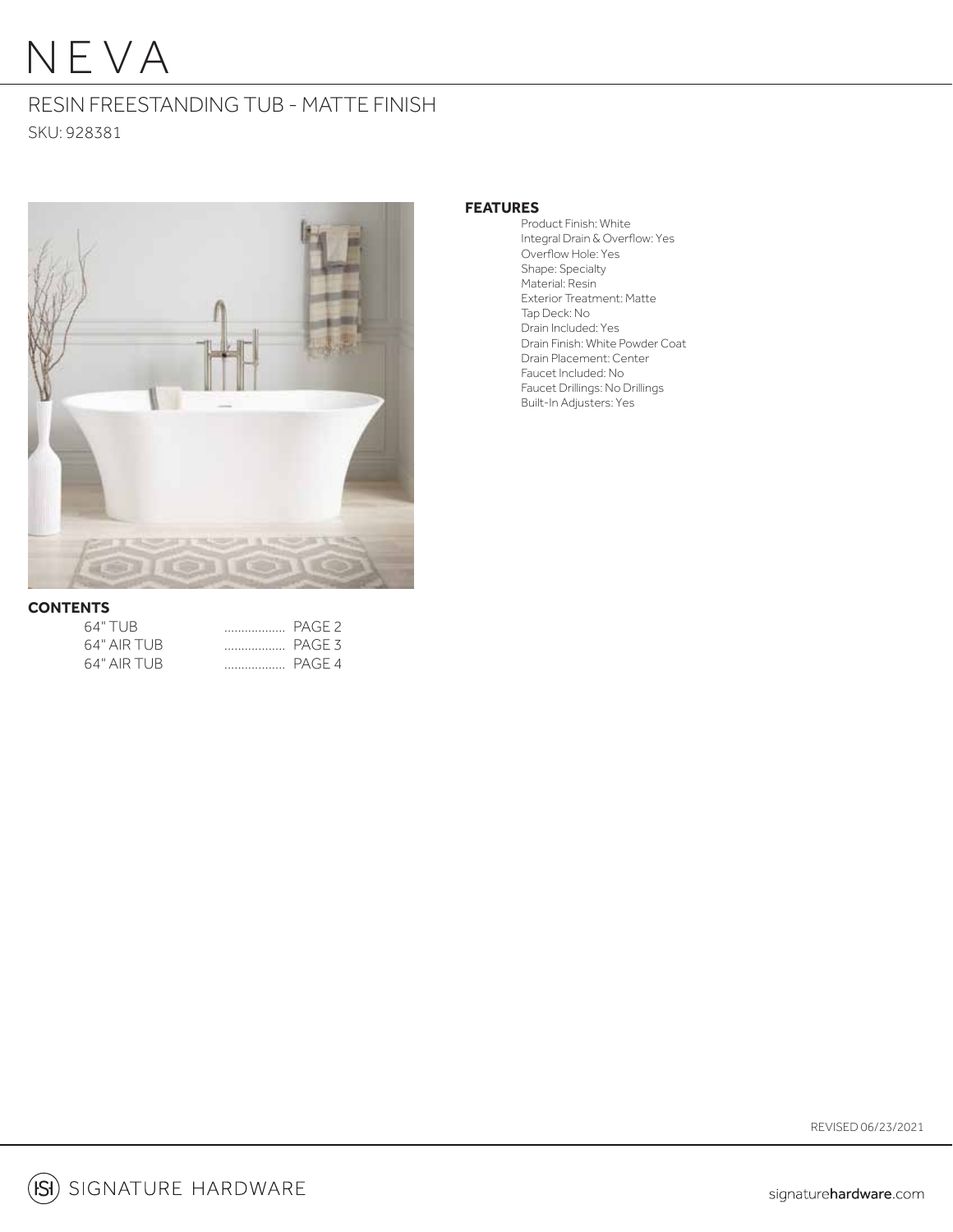# NEVA

## RESIN FREESTANDING TUB - MATTE FINISH

SKU: 928381

### FEATURES

- Product Finish: White
- Integral Drain & Overflow: Yes
- Overflow Hole: Yes
- Shape: Specialty
- Material: Resin
- Exterior Treatment: Matte
- Tap Deck: No
- Drain Included: Yes
- Drain Finish: White Powder Coat
- Drain Placement: Center
- Faucet Included: No
- Faucet Drillings: No Drillings
- Built-In Adjusters: Yes

### CONTENTS

| | |
|---|---|
| 64" TUB | .................. PAGE 2 |
| 64" AIR TUB | .................. PAGE 3 |
| 64" AIR TUB | .................. PAGE 4 |

REVISED 06/23/2021

SIGNATURE HARDWARE

signaturehardware.com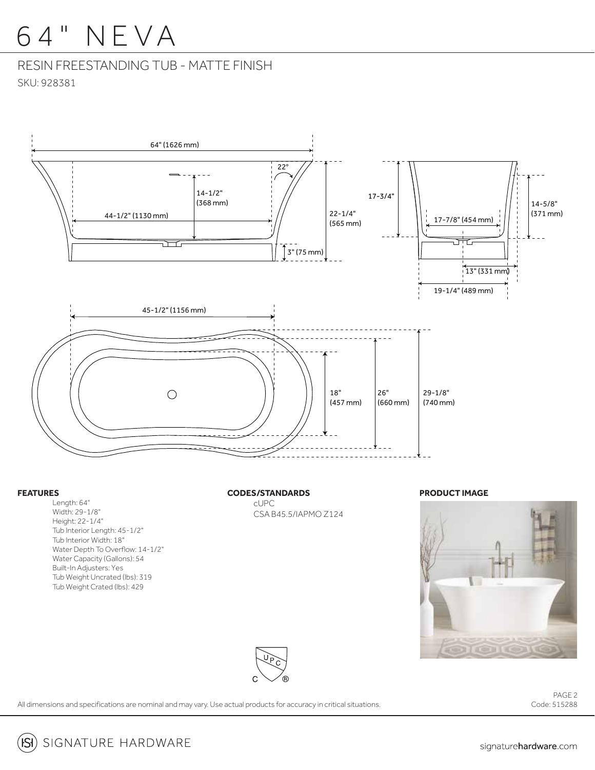# 64" NEVA

## RESIN FREESTANDING TUB - MATTE FINISH

SKU: 928381

64" (1626 mm)

22°

14-1/2" (368 mm)

44-1/2" (1130 mm)

22-1/4" (565 mm)

3" (75 mm)

17-3/4"

14-5/8" (371 mm)

17-7/8" (454 mm)

13" (331 mm)

19-1/4" (489 mm)

45-1/2" (1156 mm)

18" (457 mm)

26" (660 mm)

29-1/8" (740 mm)

### FEATURES

- Length: 64"
- Width: 29-1/8"
- Height: 22-1/4"
- Tub Interior Length: 45-1/2"
- Tub Interior Width: 18"
- Water Depth To Overflow: 14-1/2"
- Water Capacity (Gallons): 54
- Built-In Adjusters: Yes
- Tub Weight Uncrated (lbs): 319
- Tub Weight Crated (lbs): 429

### CODES/STANDARDS

cUPC
CSA B45.5/IAPMO Z124

### PRODUCT IMAGE

All dimensions and specifications are nominal and may vary. Use actual products for accuracy in critical situations.

Code: 515288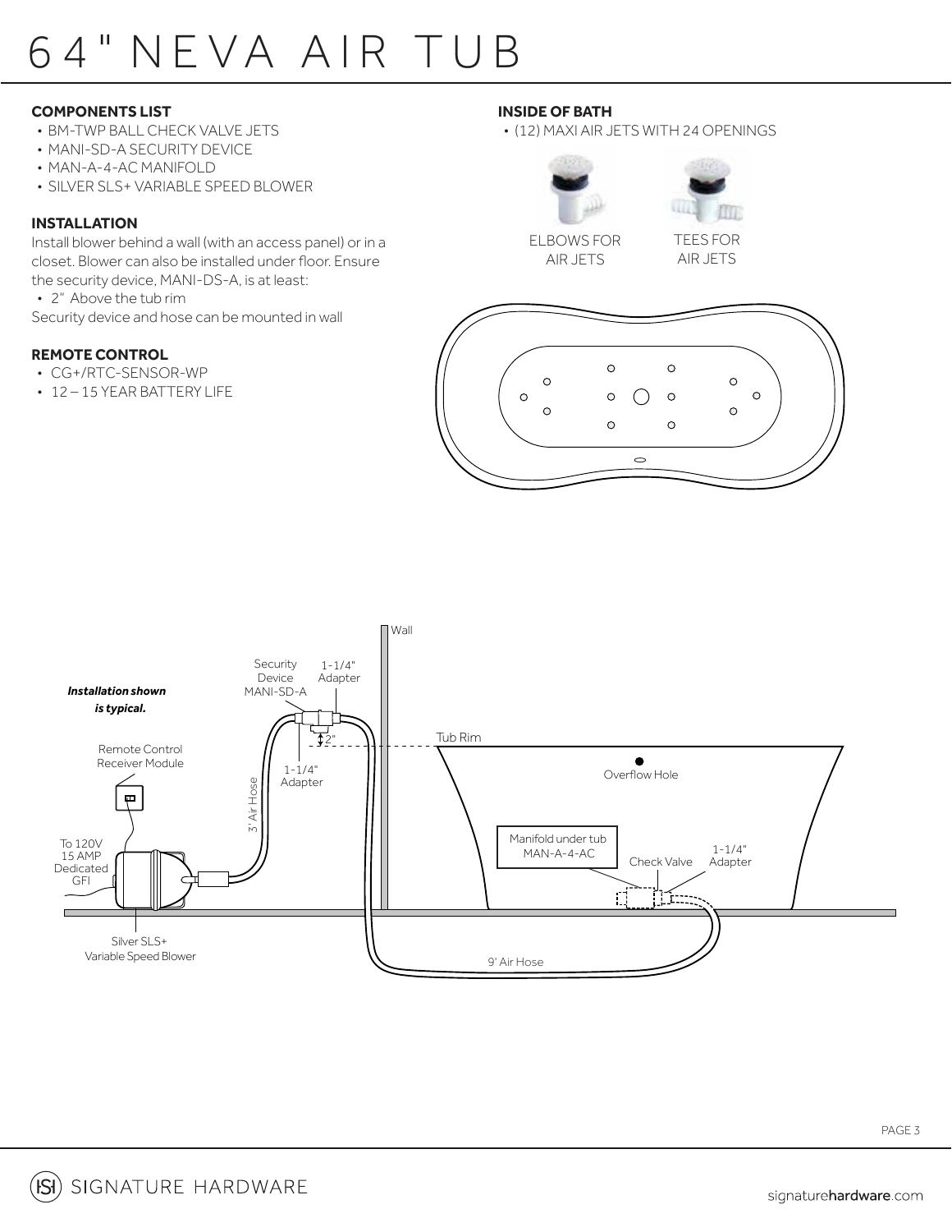# 64" NEVA AIR TUB

**COMPONENTS LIST**

- BM-TWP BALL CHECK VALVE JETS
- MANI-SD-A SECURITY DEVICE
- MAN-A-4-AC MANIFOLD
- SILVER SLS+ VARIABLE SPEED BLOWER

**INSTALLATION**

Install blower behind a wall (with an access panel) or in a closet. Blower can also be installed under floor. Ensure the security device, MANI-DS-A, is at least:

- 2" Above the tub rim

Security device and hose can be mounted in wall

**REMOTE CONTROL**

- CG+/RTC-SENSOR-WP
- 12 – 15 YEAR BATTERY LIFE

**INSIDE OF BATH**

- (12) MAXI AIR JETS WITH 24 OPENINGS

ELBOWS FOR AIR JETS

TEES FOR AIR JETS

*Installation shown is typical.*

Wall

Security Device MANI-SD-A

1-1/4" Adapter

2"

Tub Rim

1-1/4" Adapter

Remote Control Receiver Module

3' Air Hose

Overflow Hole

To 120V 15 AMP Dedicated GFI

Manifold under tub MAN-A-4-AC

Check Valve

1-1/4" Adapter

Silver SLS+ Variable Speed Blower

9' Air Hose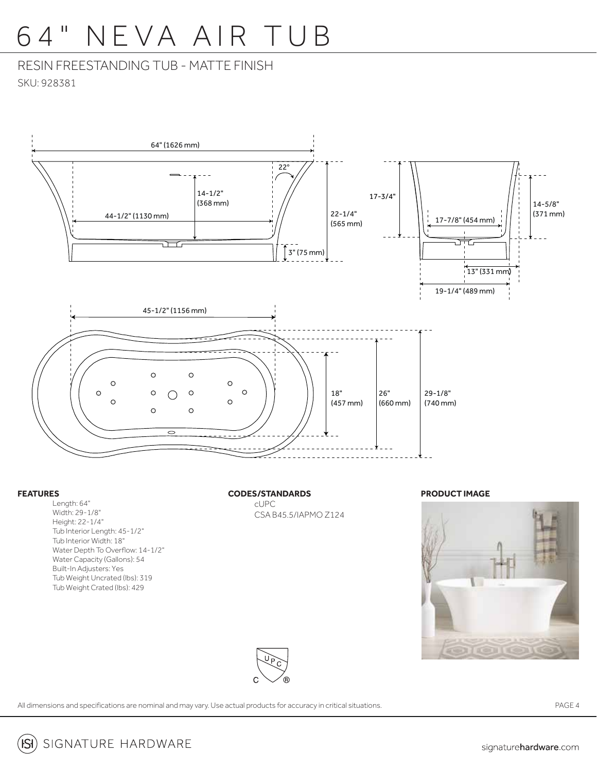# 64" NEVA AIR TUB

RESIN FREESTANDING TUB - MATTE FINISH

SKU: 928381

64" (1626 mm)

22°

14-1/2" (368 mm)

44-1/2" (1130 mm)

22-1/4" (565 mm)

3" (75 mm)

17-3/4"

14-5/8" (371 mm)

17-7/8" (454 mm)

13" (331 mm)

19-1/4" (489 mm)

45-1/2" (1156 mm)

18" (457 mm)

26" (660 mm)

29-1/8" (740 mm)

**FEATURES**

- Length: 64"
- Width: 29-1/8"
- Height: 22-1/4"
- Tub Interior Length: 45-1/2"
- Tub Interior Width: 18"
- Water Depth To Overflow: 14-1/2"
- Water Capacity (Gallons): 54
- Built-In Adjusters: Yes
- Tub Weight Uncrated (lbs): 319
- Tub Weight Crated (lbs): 429

**CODES/STANDARDS**

- cUPC
- CSA B45.5/IAPMO Z124

**PRODUCT IMAGE**

All dimensions and specifications are nominal and may vary. Use actual products for accuracy in critical situations.